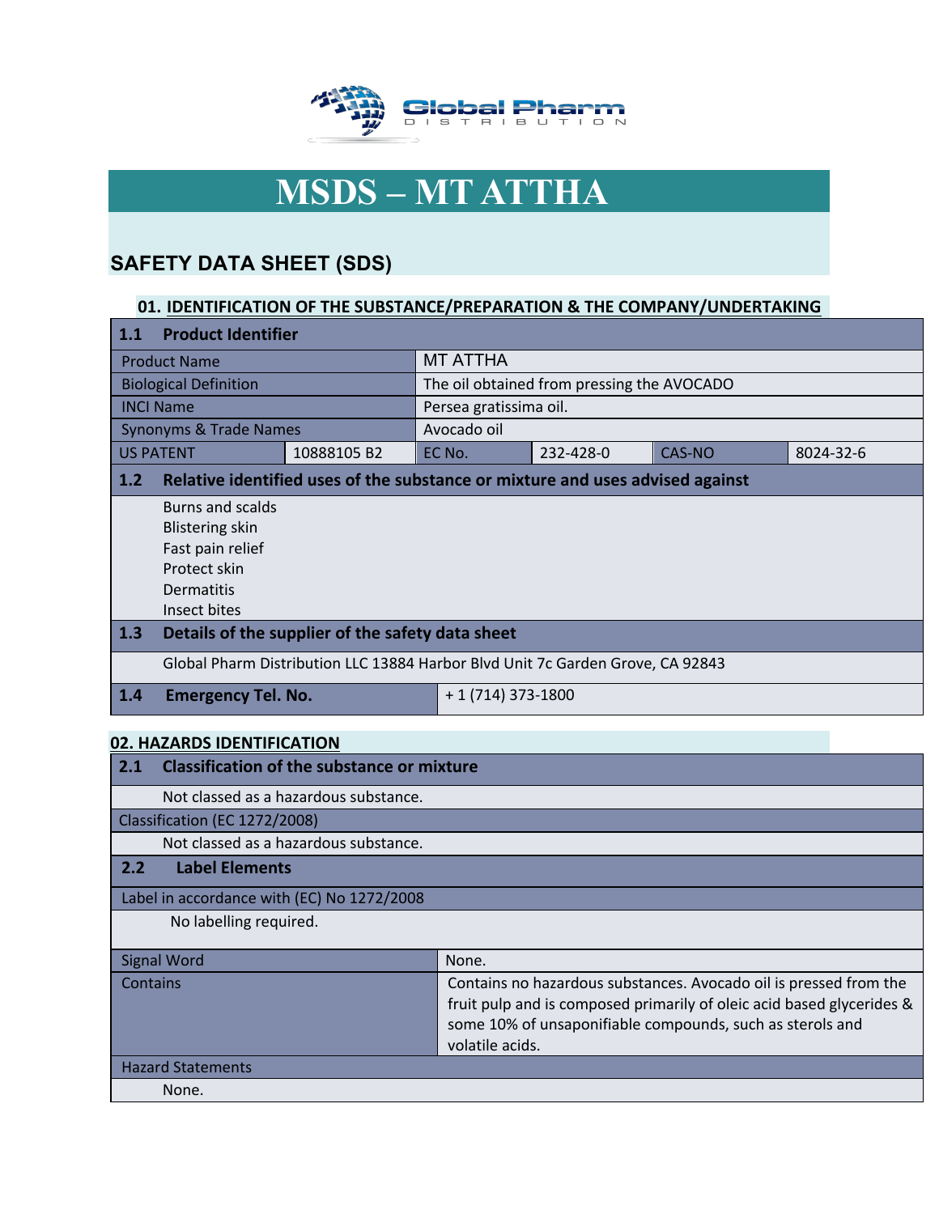Global Pharm DISTRIBUTION

# MSDS – MT ATTHA

## SAFETY DATA SHEET (SDS)

### 01. IDENTIFICATION OF THE SUBSTANCE/PREPARATION & THE COMPANY/UNDERTAKING

**1.1 Product Identifier**

| | | | | | |
|---|---|---|---|---|---|
| Product Name | | MT ATTHA | | | |
| Biological Definition | | The oil obtained from pressing the AVOCADO | | | |
| INCI Name | | Persea gratissima oil. | | | |
| Synonyms & Trade Names | | Avocado oil | | | |
| US PATENT | 10888105 B2 | EC No. | 232-428-0 | CAS-NO | 8024-32-6 |

**1.2 Relative identified uses of the substance or mixture and uses advised against**

- Burns and scalds
- Blistering skin
- Fast pain relief
- Protect skin
- Dermatitis
- Insect bites

**1.3 Details of the supplier of the safety data sheet**

Global Pharm Distribution LLC 13884 Harbor Blvd Unit 7c Garden Grove, CA 92843

| | |
|---|---|
| **1.4 Emergency Tel. No.** | + 1 (714) 373-1800 |

### 02. HAZARDS IDENTIFICATION

**2.1 Classification of the substance or mixture**

Not classed as a hazardous substance.

Classification (EC 1272/2008)

Not classed as a hazardous substance.

**2.2 Label Elements**

Label in accordance with (EC) No 1272/2008

No labelling required.

| | |
|---|---|
| Signal Word | None. |
| Contains | Contains no hazardous substances. Avocado oil is pressed from the fruit pulp and is composed primarily of oleic acid based glycerides & some 10% of unsaponifiable compounds, such as sterols and volatile acids. |

Hazard Statements

None.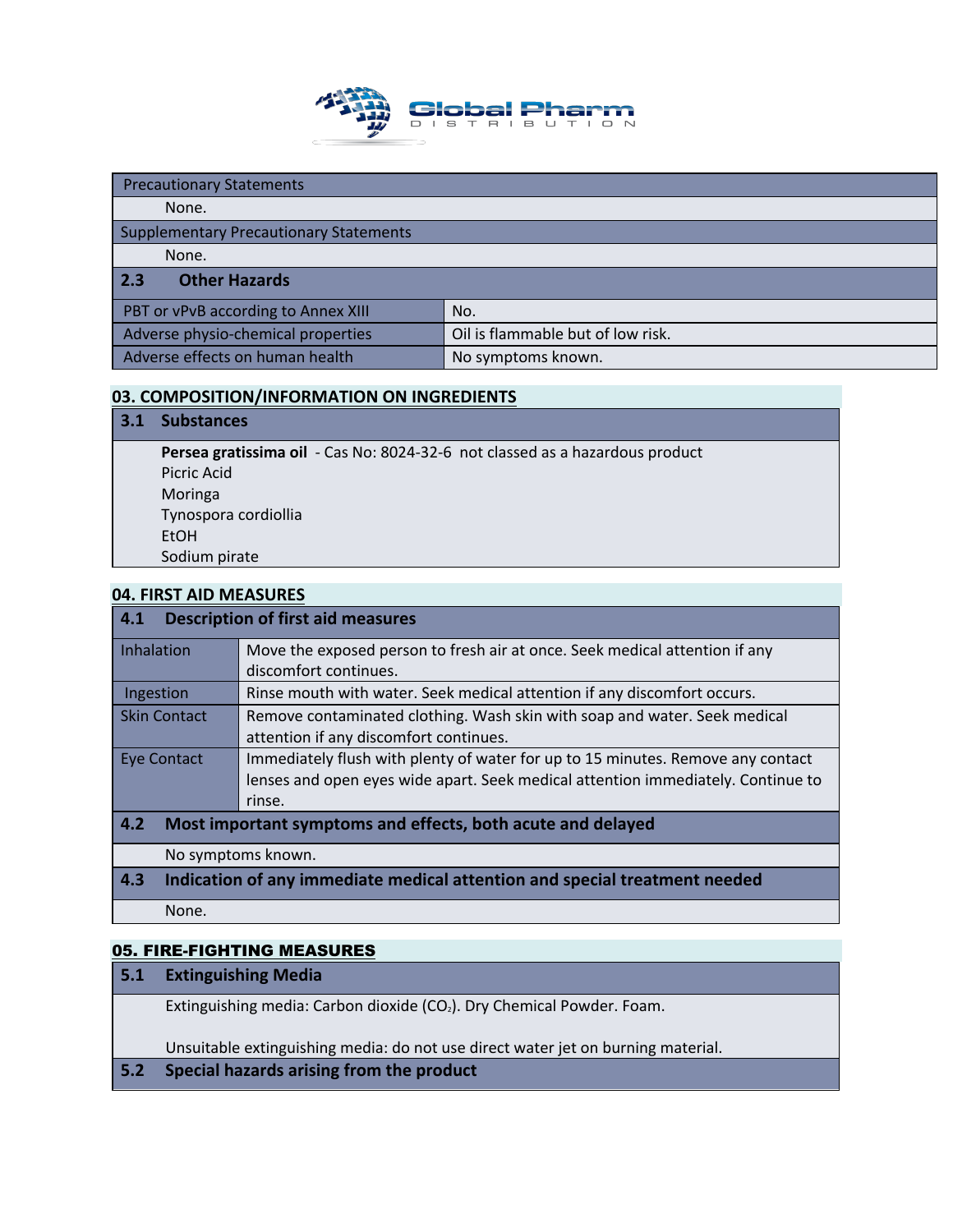| Precautionary Statements | |
|---|---|
| None. | |
| Supplementary Precautionary Statements | |
| None. | |
| **2.3 Other Hazards** | |
| PBT or vPvB according to Annex XIII | No. |
| Adverse physio-chemical properties | Oil is flammable but of low risk. |
| Adverse effects on human health | No symptoms known. |

## 03. COMPOSITION/INFORMATION ON INGREDIENTS

### 3.1 Substances

**Persea gratissima oil** - Cas No: 8024-32-6 not classed as a hazardous product
Picric Acid
Moringa
Tynospora cordiollia
EtOH
Sodium pirate

## 04. FIRST AID MEASURES

### 4.1 Description of first aid measures

| | |
|---|---|
| Inhalation | Move the exposed person to fresh air at once. Seek medical attention if any discomfort continues. |
| Ingestion | Rinse mouth with water. Seek medical attention if any discomfort occurs. |
| Skin Contact | Remove contaminated clothing. Wash skin with soap and water. Seek medical attention if any discomfort continues. |
| Eye Contact | Immediately flush with plenty of water for up to 15 minutes. Remove any contact lenses and open eyes wide apart. Seek medical attention immediately. Continue to rinse. |

### 4.2 Most important symptoms and effects, both acute and delayed

No symptoms known.

### 4.3 Indication of any immediate medical attention and special treatment needed

None.

## 05. FIRE-FIGHTING MEASURES

### 5.1 Extinguishing Media

Extinguishing media: Carbon dioxide ($CO_2$). Dry Chemical Powder. Foam.

Unsuitable extinguishing media: do not use direct water jet on burning material.

### 5.2 Special hazards arising from the product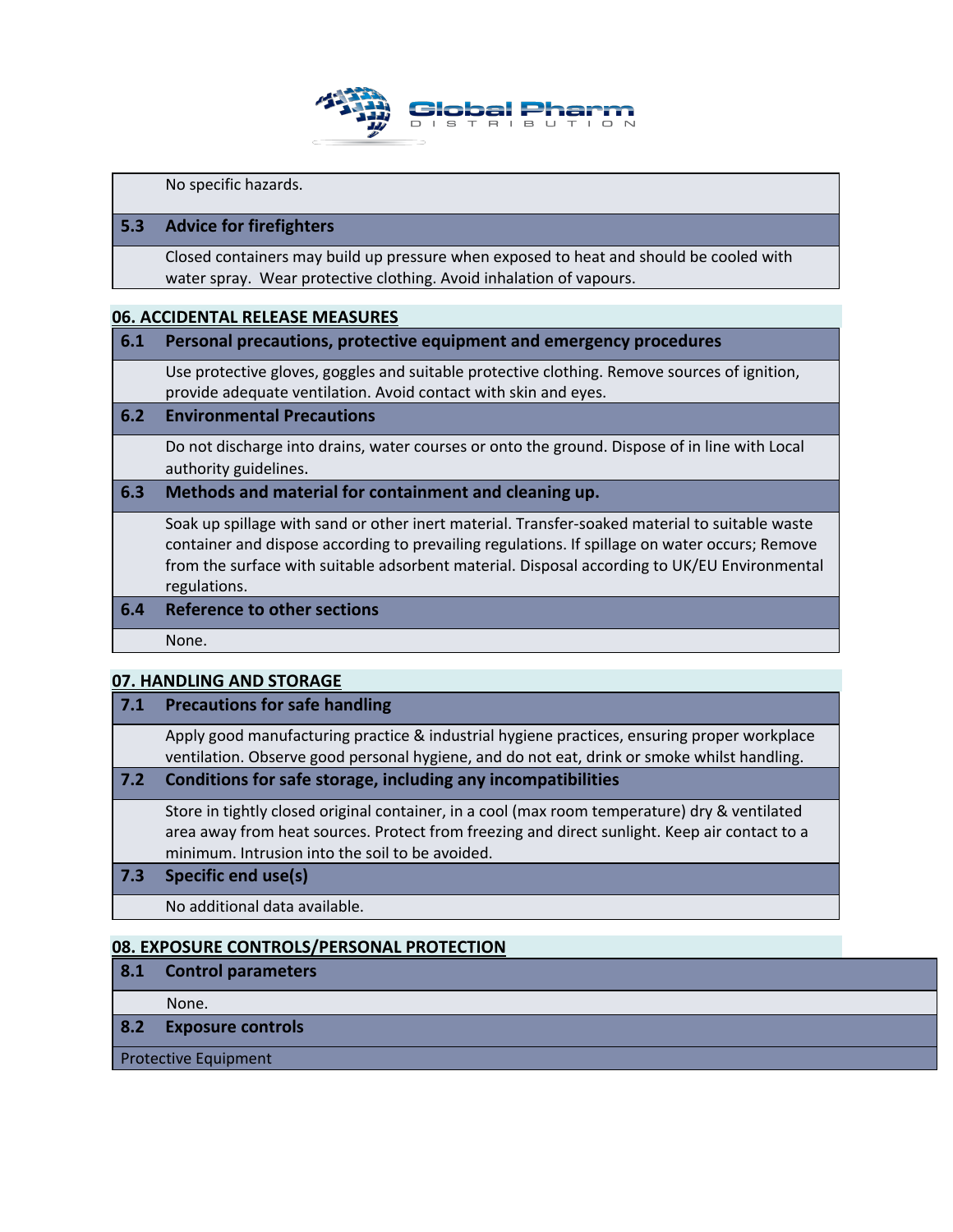No specific hazards.

### 5.3 Advice for firefighters

Closed containers may build up pressure when exposed to heat and should be cooled with water spray. Wear protective clothing. Avoid inhalation of vapours.

## 06. ACCIDENTAL RELEASE MEASURES

### 6.1 Personal precautions, protective equipment and emergency procedures

Use protective gloves, goggles and suitable protective clothing. Remove sources of ignition, provide adequate ventilation. Avoid contact with skin and eyes.

### 6.2 Environmental Precautions

Do not discharge into drains, water courses or onto the ground. Dispose of in line with Local authority guidelines.

### 6.3 Methods and material for containment and cleaning up.

Soak up spillage with sand or other inert material. Transfer-soaked material to suitable waste container and dispose according to prevailing regulations. If spillage on water occurs; Remove from the surface with suitable adsorbent material. Disposal according to UK/EU Environmental regulations.

### 6.4 Reference to other sections

None.

## 07. HANDLING AND STORAGE

### 7.1 Precautions for safe handling

Apply good manufacturing practice & industrial hygiene practices, ensuring proper workplace ventilation. Observe good personal hygiene, and do not eat, drink or smoke whilst handling.

### 7.2 Conditions for safe storage, including any incompatibilities

Store in tightly closed original container, in a cool (max room temperature) dry & ventilated area away from heat sources. Protect from freezing and direct sunlight. Keep air contact to a minimum. Intrusion into the soil to be avoided.

### 7.3 Specific end use(s)

No additional data available.

## 08. EXPOSURE CONTROLS/PERSONAL PROTECTION

### 8.1 Control parameters

None.

### 8.2 Exposure controls

Protective Equipment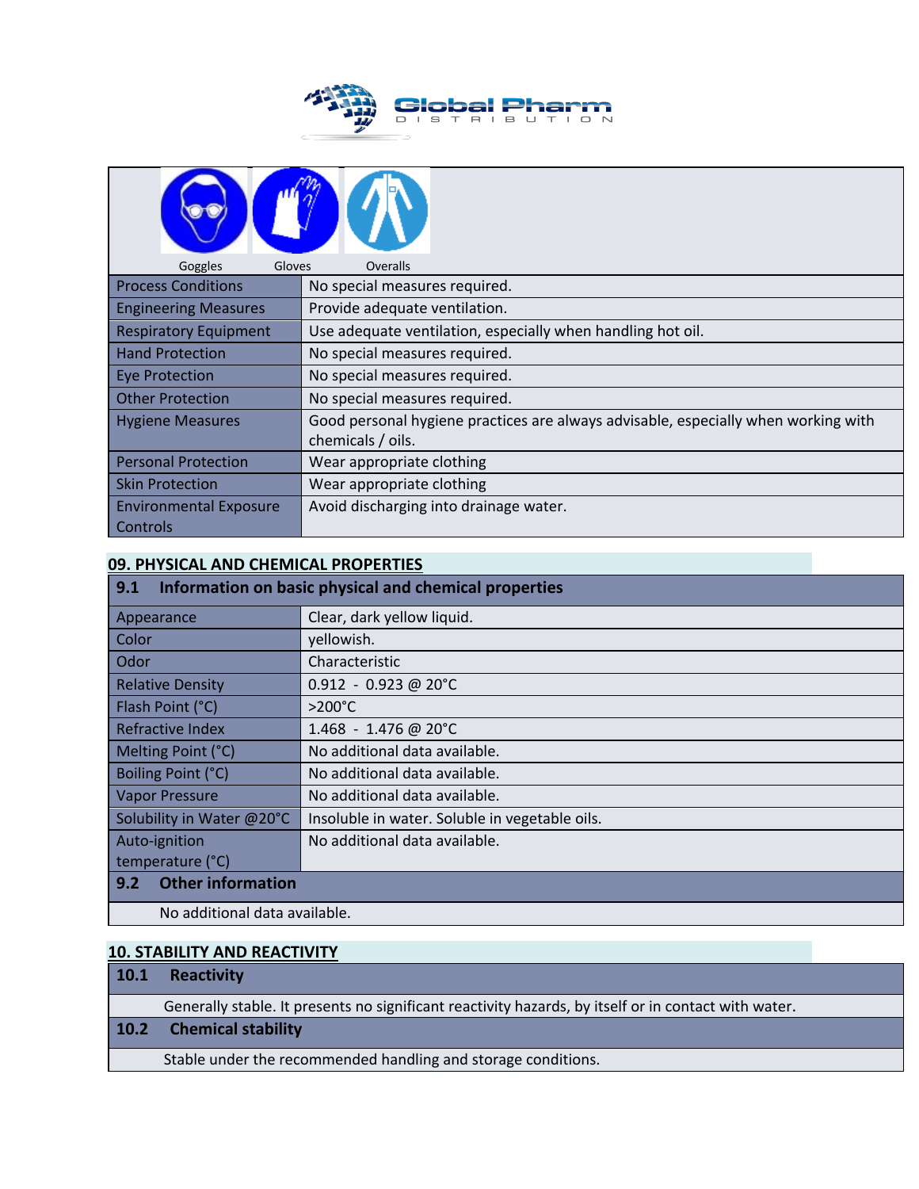Goggles Gloves Overalls

| | |
|---|---|
| Process Conditions | No special measures required. |
| Engineering Measures | Provide adequate ventilation. |
| Respiratory Equipment | Use adequate ventilation, especially when handling hot oil. |
| Hand Protection | No special measures required. |
| Eye Protection | No special measures required. |
| Other Protection | No special measures required. |
| Hygiene Measures | Good personal hygiene practices are always advisable, especially when working with chemicals / oils. |
| Personal Protection | Wear appropriate clothing |
| Skin Protection | Wear appropriate clothing |
| Environmental Exposure Controls | Avoid discharging into drainage water. |

## 09. PHYSICAL AND CHEMICAL PROPERTIES

### 9.1 Information on basic physical and chemical properties

| | |
|---|---|
| Appearance | Clear, dark yellow liquid. |
| Color | yellowish. |
| Odor | Characteristic |
| Relative Density | 0.912 - 0.923 @ 20°C |
| Flash Point (°C) | >200°C |
| Refractive Index | 1.468 - 1.476 @ 20°C |
| Melting Point (°C) | No additional data available. |
| Boiling Point (°C) | No additional data available. |
| Vapor Pressure | No additional data available. |
| Solubility in Water @20°C | Insoluble in water. Soluble in vegetable oils. |
| Auto-ignition temperature (°C) | No additional data available. |

### 9.2 Other information

No additional data available.

## 10. STABILITY AND REACTIVITY

### 10.1 Reactivity

Generally stable. It presents no significant reactivity hazards, by itself or in contact with water.

### 10.2 Chemical stability

Stable under the recommended handling and storage conditions.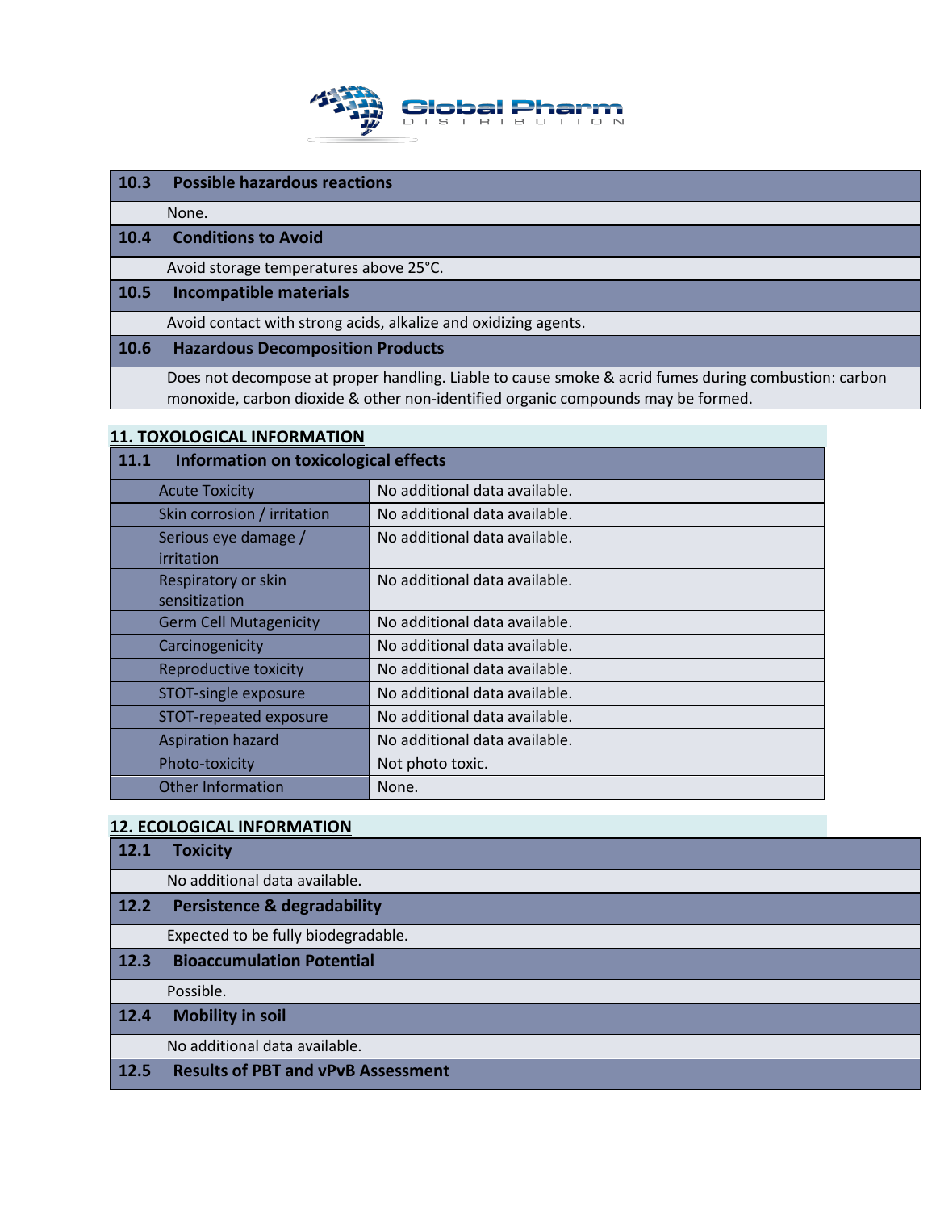| 10.3 | Possible hazardous reactions |
|---|---|
| | None. |
| **10.4** | **Conditions to Avoid** |
| | Avoid storage temperatures above 25°C. |
| **10.5** | **Incompatible materials** |
| | Avoid contact with strong acids, alkalize and oxidizing agents. |
| **10.6** | **Hazardous Decomposition Products** |
| | Does not decompose at proper handling. Liable to cause smoke & acrid fumes during combustion: carbon monoxide, carbon dioxide & other non-identified organic compounds may be formed. |

## 11. TOXOLOGICAL INFORMATION

**11.1 Information on toxicological effects**

| | |
|---|---|
| Acute Toxicity | No additional data available. |
| Skin corrosion / irritation | No additional data available. |
| Serious eye damage / irritation | No additional data available. |
| Respiratory or skin sensitization | No additional data available. |
| Germ Cell Mutagenicity | No additional data available. |
| Carcinogenicity | No additional data available. |
| Reproductive toxicity | No additional data available. |
| STOT-single exposure | No additional data available. |
| STOT-repeated exposure | No additional data available. |
| Aspiration hazard | No additional data available. |
| Photo-toxicity | Not photo toxic. |
| Other Information | None. |

## 12. ECOLOGICAL INFORMATION

| 12.1 | Toxicity |
|---|---|
| | No additional data available. |
| **12.2** | **Persistence & degradability** |
| | Expected to be fully biodegradable. |
| **12.3** | **Bioaccumulation Potential** |
| | Possible. |
| **12.4** | **Mobility in soil** |
| | No additional data available. |
| **12.5** | **Results of PBT and vPvB Assessment** |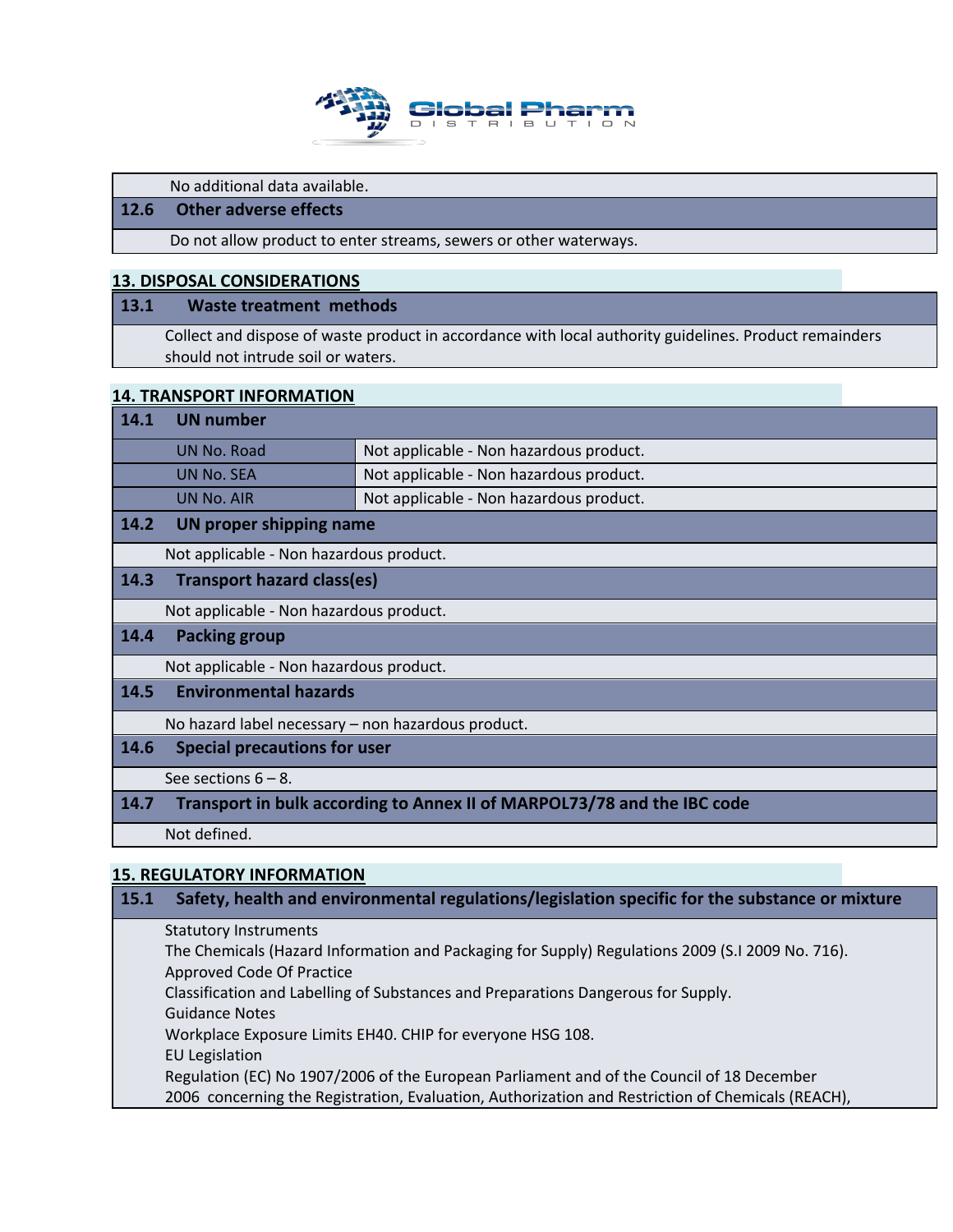No additional data available.

### 12.6 Other adverse effects

Do not allow product to enter streams, sewers or other waterways.

## 13. DISPOSAL CONSIDERATIONS

### 13.1 Waste treatment methods

Collect and dispose of waste product in accordance with local authority guidelines. Product remainders should not intrude soil or waters.

## 14. TRANSPORT INFORMATION

### 14.1 UN number

| | |
|---|---|
| UN No. Road | Not applicable - Non hazardous product. |
| UN No. SEA | Not applicable - Non hazardous product. |
| UN No. AIR | Not applicable - Non hazardous product. |

### 14.2 UN proper shipping name

Not applicable - Non hazardous product.

### 14.3 Transport hazard class(es)

Not applicable - Non hazardous product.

### 14.4 Packing group

Not applicable - Non hazardous product.

### 14.5 Environmental hazards

No hazard label necessary – non hazardous product.

### 14.6 Special precautions for user

See sections 6 – 8.

### 14.7 Transport in bulk according to Annex II of MARPOL73/78 and the IBC code

Not defined.

## 15. REGULATORY INFORMATION

### 15.1 Safety, health and environmental regulations/legislation specific for the substance or mixture

Statutory Instruments
The Chemicals (Hazard Information and Packaging for Supply) Regulations 2009 (S.I 2009 No. 716).
Approved Code Of Practice
Classification and Labelling of Substances and Preparations Dangerous for Supply.
Guidance Notes
Workplace Exposure Limits EH40. CHIP for everyone HSG 108.
EU Legislation
Regulation (EC) No 1907/2006 of the European Parliament and of the Council of 18 December 2006 concerning the Registration, Evaluation, Authorization and Restriction of Chemicals (REACH),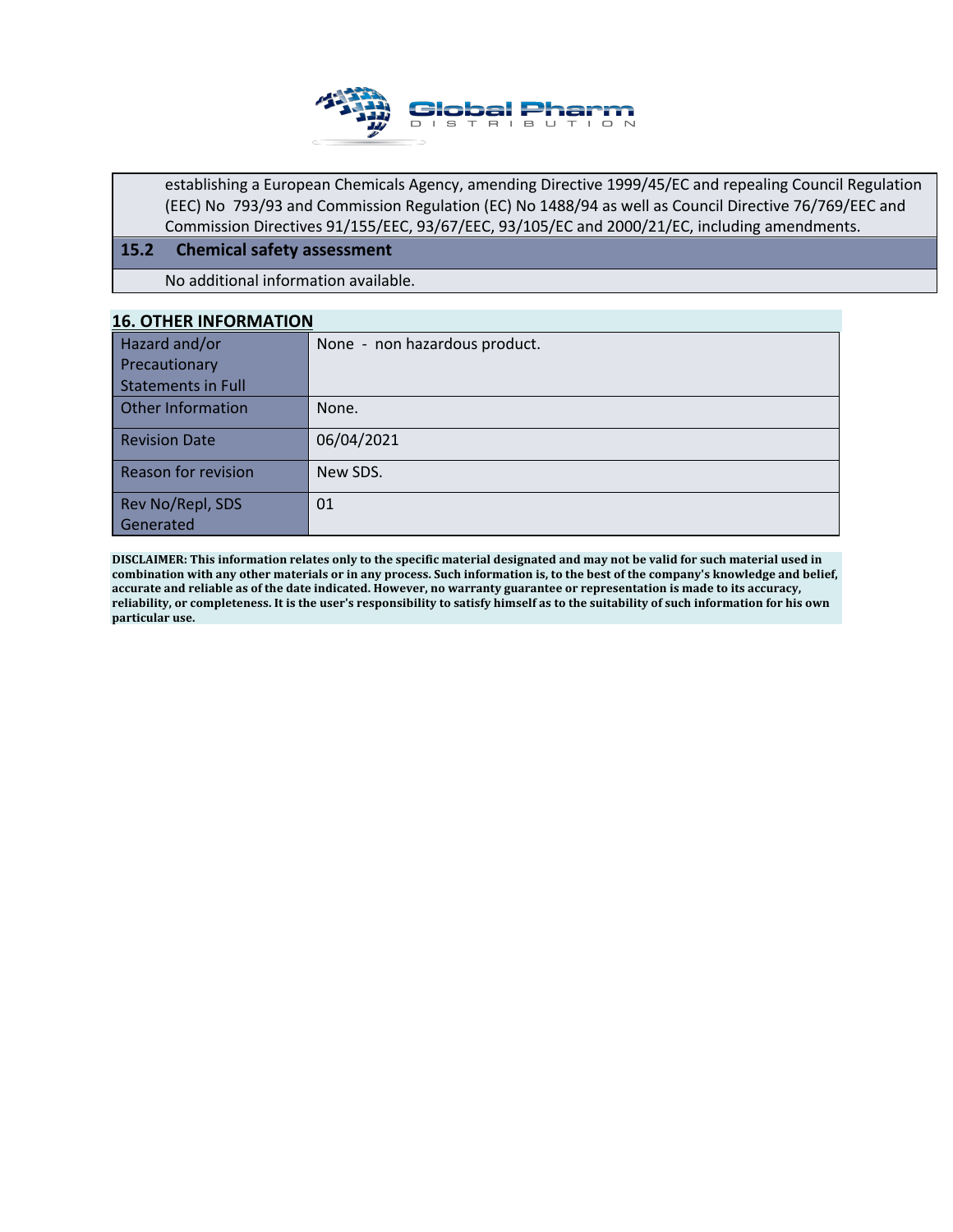establishing a European Chemicals Agency, amending Directive 1999/45/EC and repealing Council Regulation (EEC) No 793/93 and Commission Regulation (EC) No 1488/94 as well as Council Directive 76/769/EEC and Commission Directives 91/155/EEC, 93/67/EEC, 93/105/EC and 2000/21/EC, including amendments.

### 15.2 Chemical safety assessment

No additional information available.

## 16. OTHER INFORMATION

| | |
|---|---|
| Hazard and/or Precautionary Statements in Full | None - non hazardous product. |
| Other Information | None. |
| Revision Date | 06/04/2021 |
| Reason for revision | New SDS. |
| Rev No/Repl, SDS Generated | 01 |

**DISCLAIMER: This information relates only to the specific material designated and may not be valid for such material used in combination with any other materials or in any process. Such information is, to the best of the company's knowledge and belief, accurate and reliable as of the date indicated. However, no warranty guarantee or representation is made to its accuracy, reliability, or completeness. It is the user's responsibility to satisfy himself as to the suitability of such information for his own particular use.**